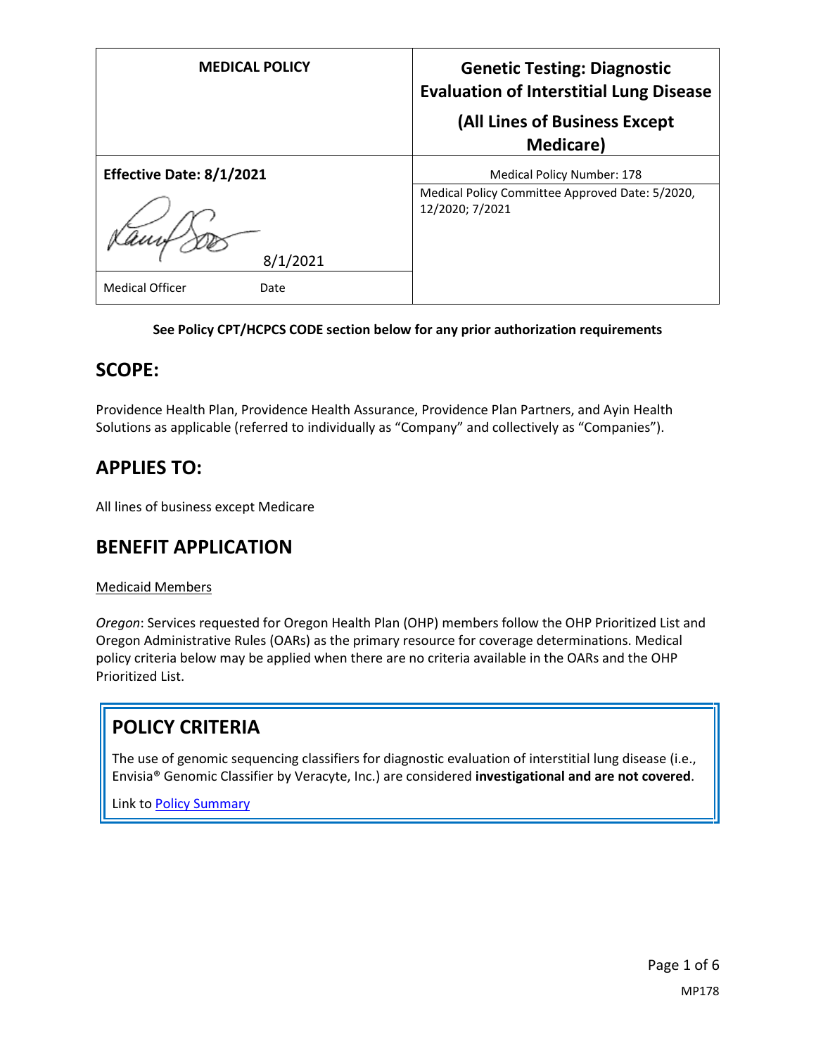| MEDICAL POLICY | Genetic Testing: Diagnostic Evaluation of Interstitial Lung Disease<br><br>(All Lines of Business Except Medicare) |
|---|---|
| **Effective Date: 8/1/2021** | Medical Policy Number: 178 |
| 8/1/2021 | Medical Policy Committee Approved Date: 5/2020, 12/2020; 7/2021 |
| Medical Officer Date | |

**See Policy CPT/HCPCS CODE section below for any prior authorization requirements**

## SCOPE:

Providence Health Plan, Providence Health Assurance, Providence Plan Partners, and Ayin Health Solutions as applicable (referred to individually as "Company" and collectively as "Companies").

## APPLIES TO:

All lines of business except Medicare

## BENEFIT APPLICATION

Medicaid Members

*Oregon*: Services requested for Oregon Health Plan (OHP) members follow the OHP Prioritized List and Oregon Administrative Rules (OARs) as the primary resource for coverage determinations. Medical policy criteria below may be applied when there are no criteria available in the OARs and the OHP Prioritized List.

## POLICY CRITERIA

The use of genomic sequencing classifiers for diagnostic evaluation of interstitial lung disease (i.e., Envisia® Genomic Classifier by Veracyte, Inc.) are considered **investigational and are not covered**.

Link to Policy Summary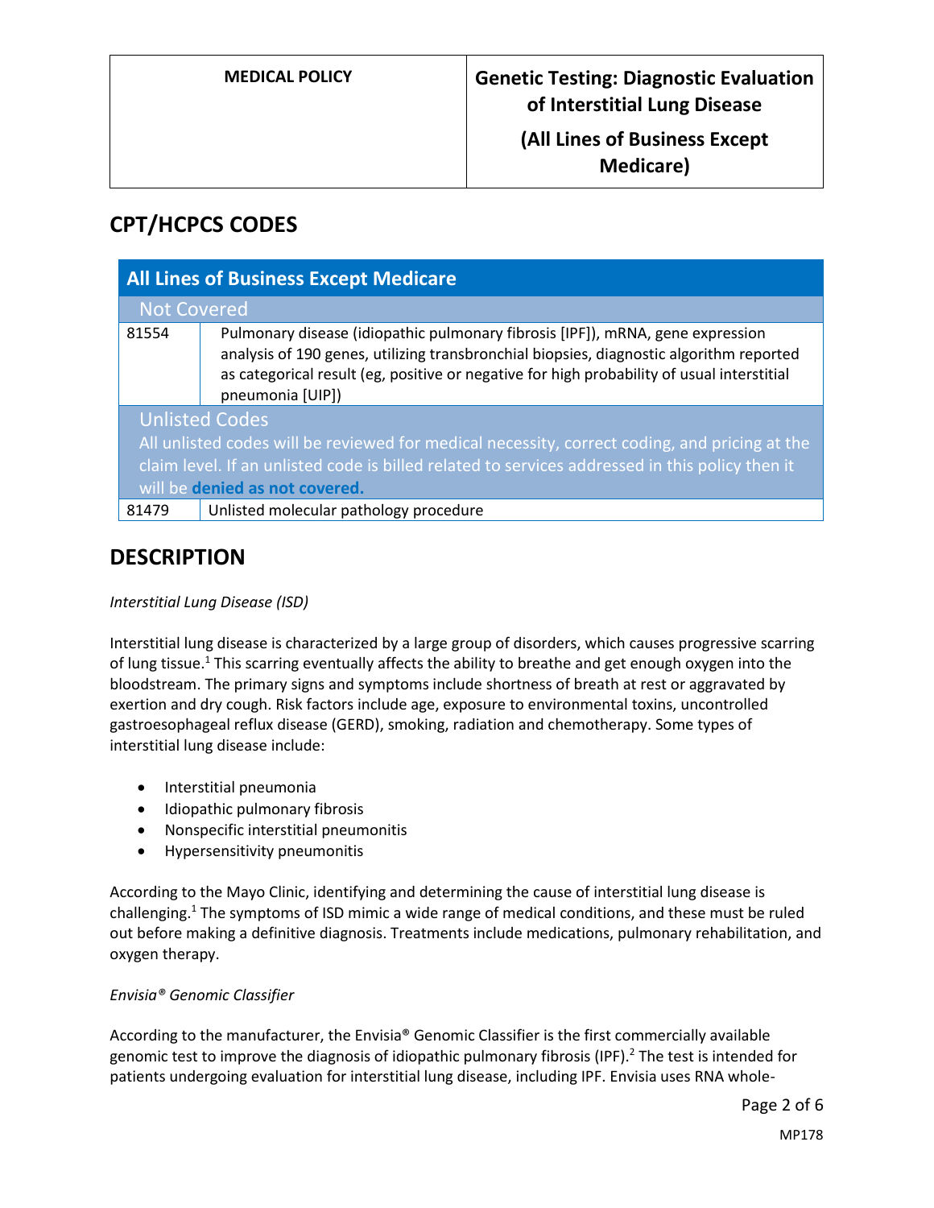## CPT/HCPCS CODES

| All Lines of Business Except Medicare | |
|---|---|
| **Not Covered** | |
| 81554 | Pulmonary disease (idiopathic pulmonary fibrosis [IPF]), mRNA, gene expression analysis of 190 genes, utilizing transbronchial biopsies, diagnostic algorithm reported as categorical result (eg, positive or negative for high probability of usual interstitial pneumonia [UIP]) |
| **Unlisted Codes** All unlisted codes will be reviewed for medical necessity, correct coding, and pricing at the claim level. If an unlisted code is billed related to services addressed in this policy then it will be **denied as not covered.** | |
| 81479 | Unlisted molecular pathology procedure |

## DESCRIPTION

*Interstitial Lung Disease (ISD)*

Interstitial lung disease is characterized by a large group of disorders, which causes progressive scarring of lung tissue.[1] This scarring eventually affects the ability to breathe and get enough oxygen into the bloodstream. The primary signs and symptoms include shortness of breath at rest or aggravated by exertion and dry cough. Risk factors include age, exposure to environmental toxins, uncontrolled gastroesophageal reflux disease (GERD), smoking, radiation and chemotherapy. Some types of interstitial lung disease include:

- Interstitial pneumonia
- Idiopathic pulmonary fibrosis
- Nonspecific interstitial pneumonitis
- Hypersensitivity pneumonitis

According to the Mayo Clinic, identifying and determining the cause of interstitial lung disease is challenging.[1] The symptoms of ISD mimic a wide range of medical conditions, and these must be ruled out before making a definitive diagnosis. Treatments include medications, pulmonary rehabilitation, and oxygen therapy.

*Envisia® Genomic Classifier*

According to the manufacturer, the Envisia® Genomic Classifier is the first commercially available genomic test to improve the diagnosis of idiopathic pulmonary fibrosis (IPF).[2] The test is intended for patients undergoing evaluation for interstitial lung disease, including IPF. Envisia uses RNA whole-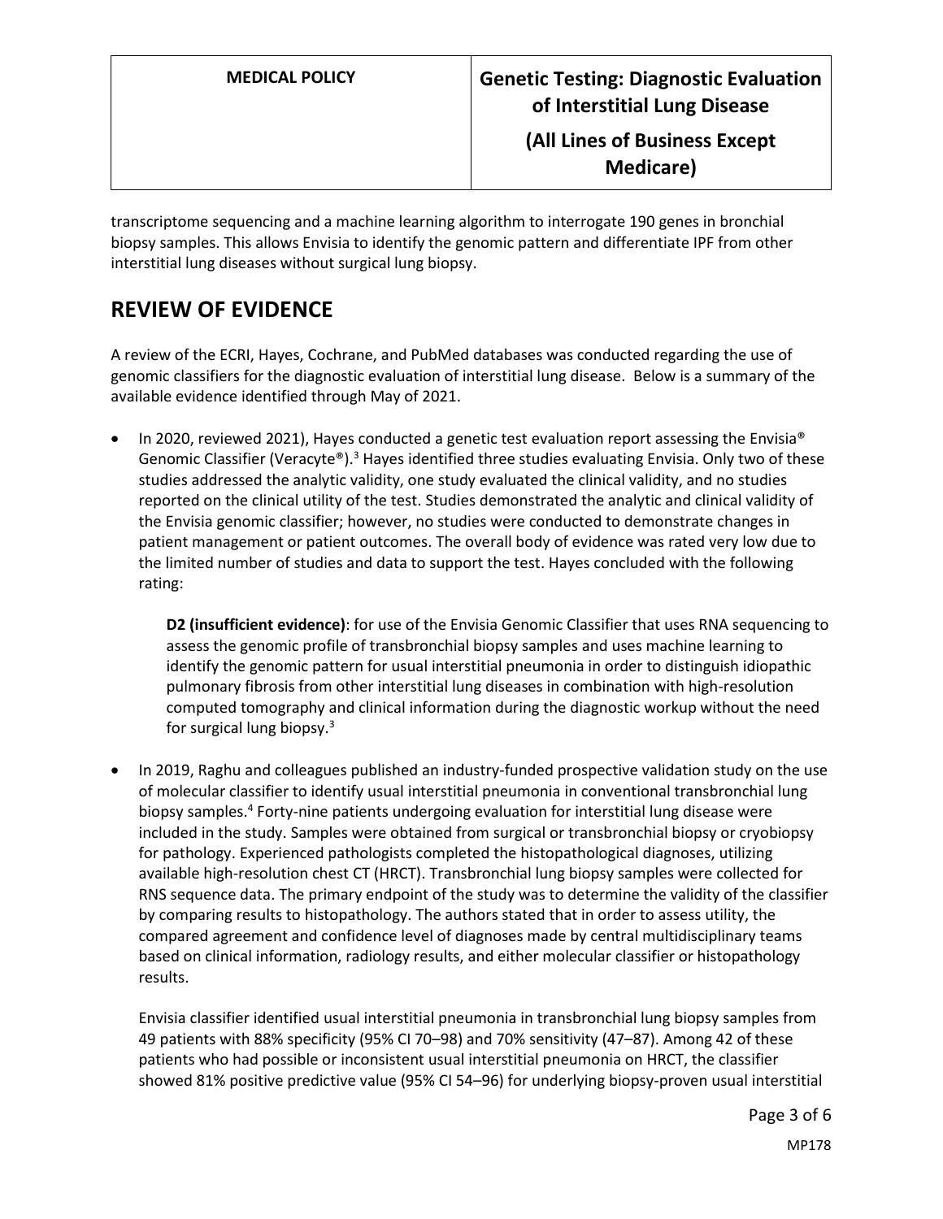transcriptome sequencing and a machine learning algorithm to interrogate 190 genes in bronchial biopsy samples. This allows Envisia to identify the genomic pattern and differentiate IPF from other interstitial lung diseases without surgical lung biopsy.

## REVIEW OF EVIDENCE

A review of the ECRI, Hayes, Cochrane, and PubMed databases was conducted regarding the use of genomic classifiers for the diagnostic evaluation of interstitial lung disease. Below is a summary of the available evidence identified through May of 2021.

- In 2020, reviewed 2021), Hayes conducted a genetic test evaluation report assessing the Envisia® Genomic Classifier (Veracyte®).[3] Hayes identified three studies evaluating Envisia. Only two of these studies addressed the analytic validity, one study evaluated the clinical validity, and no studies reported on the clinical utility of the test. Studies demonstrated the analytic and clinical validity of the Envisia genomic classifier; however, no studies were conducted to demonstrate changes in patient management or patient outcomes. The overall body of evidence was rated very low due to the limited number of studies and data to support the test. Hayes concluded with the following rating:

  **D2 (insufficient evidence)**: for use of the Envisia Genomic Classifier that uses RNA sequencing to assess the genomic profile of transbronchial biopsy samples and uses machine learning to identify the genomic pattern for usual interstitial pneumonia in order to distinguish idiopathic pulmonary fibrosis from other interstitial lung diseases in combination with high-resolution computed tomography and clinical information during the diagnostic workup without the need for surgical lung biopsy.[3]

- In 2019, Raghu and colleagues published an industry-funded prospective validation study on the use of molecular classifier to identify usual interstitial pneumonia in conventional transbronchial lung biopsy samples.[4] Forty-nine patients undergoing evaluation for interstitial lung disease were included in the study. Samples were obtained from surgical or transbronchial biopsy or cryobiopsy for pathology. Experienced pathologists completed the histopathological diagnoses, utilizing available high-resolution chest CT (HRCT). Transbronchial lung biopsy samples were collected for RNS sequence data. The primary endpoint of the study was to determine the validity of the classifier by comparing results to histopathology. The authors stated that in order to assess utility, the compared agreement and confidence level of diagnoses made by central multidisciplinary teams based on clinical information, radiology results, and either molecular classifier or histopathology results.

  Envisia classifier identified usual interstitial pneumonia in transbronchial lung biopsy samples from 49 patients with 88% specificity (95% CI 70–98) and 70% sensitivity (47–87). Among 42 of these patients who had possible or inconsistent usual interstitial pneumonia on HRCT, the classifier showed 81% positive predictive value (95% CI 54–96) for underlying biopsy-proven usual interstitial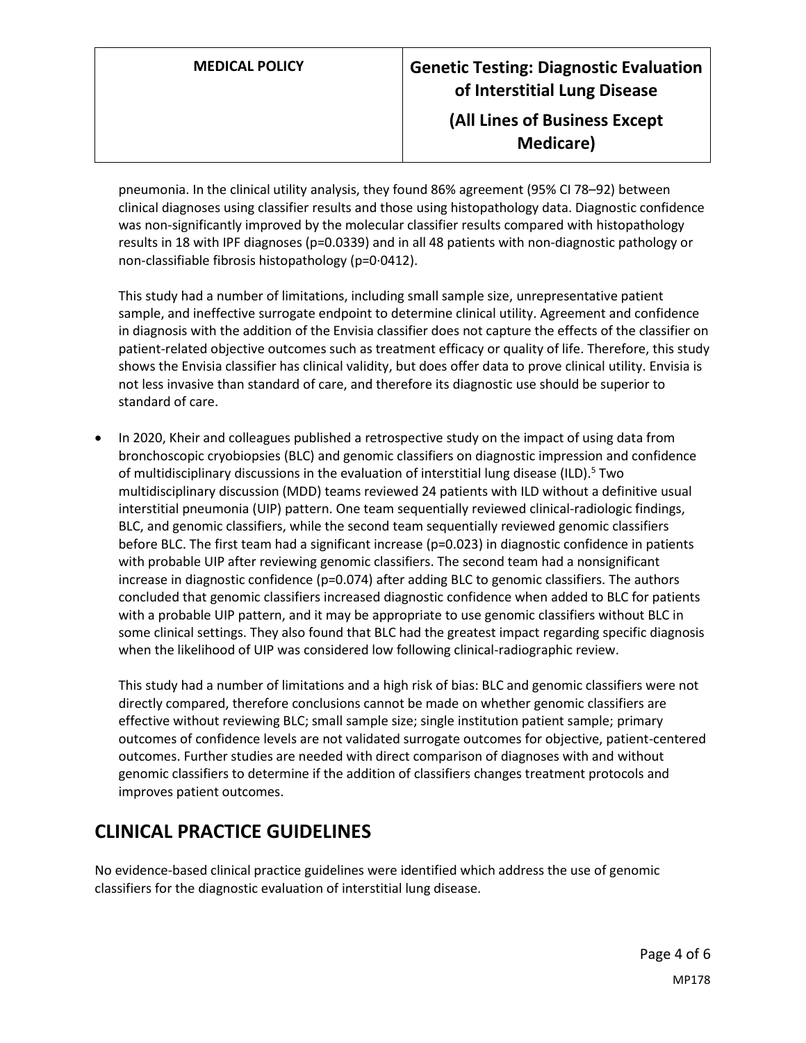pneumonia. In the clinical utility analysis, they found 86% agreement (95% CI 78–92) between clinical diagnoses using classifier results and those using histopathology data. Diagnostic confidence was non-significantly improved by the molecular classifier results compared with histopathology results in 18 with IPF diagnoses (p=0.0339) and in all 48 patients with non-diagnostic pathology or non-classifiable fibrosis histopathology (p=0·0412).

This study had a number of limitations, including small sample size, unrepresentative patient sample, and ineffective surrogate endpoint to determine clinical utility. Agreement and confidence in diagnosis with the addition of the Envisia classifier does not capture the effects of the classifier on patient-related objective outcomes such as treatment efficacy or quality of life. Therefore, this study shows the Envisia classifier has clinical validity, but does offer data to prove clinical utility. Envisia is not less invasive than standard of care, and therefore its diagnostic use should be superior to standard of care.

- In 2020, Kheir and colleagues published a retrospective study on the impact of using data from bronchoscopic cryobiopsies (BLC) and genomic classifiers on diagnostic impression and confidence of multidisciplinary discussions in the evaluation of interstitial lung disease (ILD).[5] Two multidisciplinary discussion (MDD) teams reviewed 24 patients with ILD without a definitive usual interstitial pneumonia (UIP) pattern. One team sequentially reviewed clinical-radiologic findings, BLC, and genomic classifiers, while the second team sequentially reviewed genomic classifiers before BLC. The first team had a significant increase (p=0.023) in diagnostic confidence in patients with probable UIP after reviewing genomic classifiers. The second team had a nonsignificant increase in diagnostic confidence (p=0.074) after adding BLC to genomic classifiers. The authors concluded that genomic classifiers increased diagnostic confidence when added to BLC for patients with a probable UIP pattern, and it may be appropriate to use genomic classifiers without BLC in some clinical settings. They also found that BLC had the greatest impact regarding specific diagnosis when the likelihood of UIP was considered low following clinical-radiographic review.

  This study had a number of limitations and a high risk of bias: BLC and genomic classifiers were not directly compared, therefore conclusions cannot be made on whether genomic classifiers are effective without reviewing BLC; small sample size; single institution patient sample; primary outcomes of confidence levels are not validated surrogate outcomes for objective, patient-centered outcomes. Further studies are needed with direct comparison of diagnoses with and without genomic classifiers to determine if the addition of classifiers changes treatment protocols and improves patient outcomes.

## CLINICAL PRACTICE GUIDELINES

No evidence-based clinical practice guidelines were identified which address the use of genomic classifiers for the diagnostic evaluation of interstitial lung disease.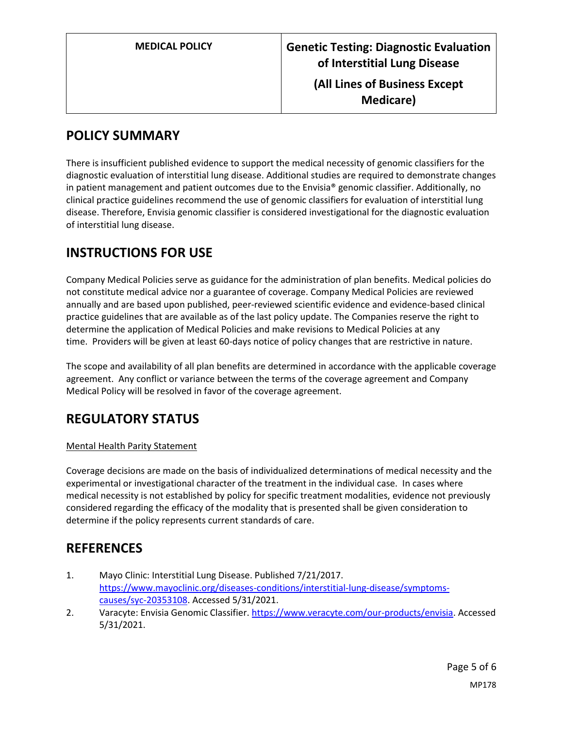| MEDICAL POLICY | Genetic Testing: Diagnostic Evaluation of Interstitial Lung Disease (All Lines of Business Except Medicare) |
|---|---|

## POLICY SUMMARY

There is insufficient published evidence to support the medical necessity of genomic classifiers for the diagnostic evaluation of interstitial lung disease. Additional studies are required to demonstrate changes in patient management and patient outcomes due to the Envisia® genomic classifier. Additionally, no clinical practice guidelines recommend the use of genomic classifiers for evaluation of interstitial lung disease. Therefore, Envisia genomic classifier is considered investigational for the diagnostic evaluation of interstitial lung disease.

## INSTRUCTIONS FOR USE

Company Medical Policies serve as guidance for the administration of plan benefits. Medical policies do not constitute medical advice nor a guarantee of coverage. Company Medical Policies are reviewed annually and are based upon published, peer-reviewed scientific evidence and evidence-based clinical practice guidelines that are available as of the last policy update. The Companies reserve the right to determine the application of Medical Policies and make revisions to Medical Policies at any time. Providers will be given at least 60-days notice of policy changes that are restrictive in nature.

The scope and availability of all plan benefits are determined in accordance with the applicable coverage agreement. Any conflict or variance between the terms of the coverage agreement and Company Medical Policy will be resolved in favor of the coverage agreement.

## REGULATORY STATUS

Mental Health Parity Statement

Coverage decisions are made on the basis of individualized determinations of medical necessity and the experimental or investigational character of the treatment in the individual case. In cases where medical necessity is not established by policy for specific treatment modalities, evidence not previously considered regarding the efficacy of the modality that is presented shall be given consideration to determine if the policy represents current standards of care.

## REFERENCES

1. Mayo Clinic: Interstitial Lung Disease. Published 7/21/2017. https://www.mayoclinic.org/diseases-conditions/interstitial-lung-disease/symptoms-causes/syc-20353108. Accessed 5/31/2021.
2. Varacyte: Envisia Genomic Classifier. https://www.veracyte.com/our-products/envisia. Accessed 5/31/2021.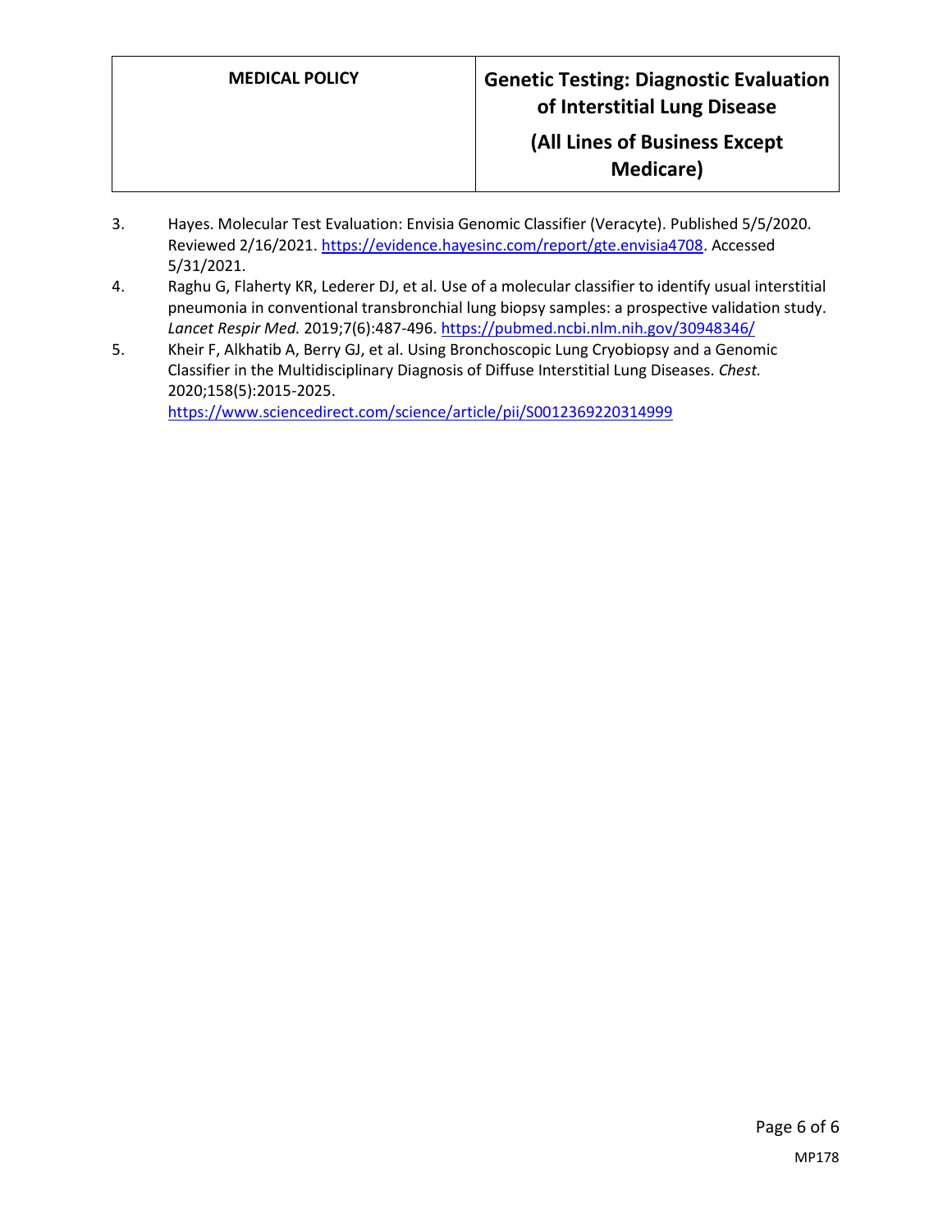3. Hayes. Molecular Test Evaluation: Envisia Genomic Classifier (Veracyte). Published 5/5/2020. Reviewed 2/16/2021. https://evidence.hayesinc.com/report/gte.envisia4708. Accessed 5/31/2021.
4. Raghu G, Flaherty KR, Lederer DJ, et al. Use of a molecular classifier to identify usual interstitial pneumonia in conventional transbronchial lung biopsy samples: a prospective validation study. *Lancet Respir Med.* 2019;7(6):487-496. https://pubmed.ncbi.nlm.nih.gov/30948346/
5. Kheir F, Alkhatib A, Berry GJ, et al. Using Bronchoscopic Lung Cryobiopsy and a Genomic Classifier in the Multidisciplinary Diagnosis of Diffuse Interstitial Lung Diseases. *Chest.* 2020;158(5):2015-2025. https://www.sciencedirect.com/science/article/pii/S0012369220314999